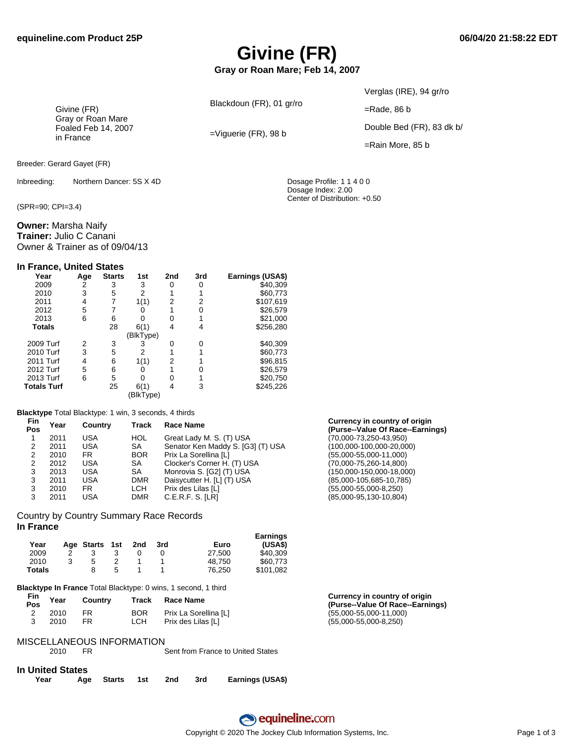equineline.com Product 25P — 06/04/20 21:58:22 EDT

# Givine (FR)

**Gray or Roan Mare; Feb 14, 2007**

| | | |
|---|---|---|
| Givine (FR)<br>Gray or Roan Mare<br>Foaled Feb 14, 2007<br>in France | Blackdoun (FR), 01 gr/ro | Verglas (IRE), 94 gr/ro |
| | | =Rade, 86 b |
| | =Viguerie (FR), 98 b | Double Bed (FR), 83 dk b/ |
| | | =Rain More, 85 b |

Breeder: Gerard Gayet (FR)

Inbreeding: Northern Dancer: 5S X 4D

Dosage Profile: 1 1 4 0 0
Dosage Index: 2.00
Center of Distribution: +0.50

(SPR=90; CPI=3.4)

**Owner:** Marsha Naify
**Trainer:** Julio C Canani
Owner & Trainer as of 09/04/13

## In France, United States

| Year | Age | Starts | 1st | 2nd | 3rd | Earnings (USA$) |
|---|---|---|---|---|---|---|
| 2009 | 2 | 3 | 3 | 0 | 0 | $40,309 |
| 2010 | 3 | 5 | 2 | 1 | 1 | $60,773 |
| 2011 | 4 | 7 | 1(1) | 2 | 2 | $107,619 |
| 2012 | 5 | 7 | 0 | 1 | 0 | $26,579 |
| 2013 | 6 | 6 | 0 | 0 | 1 | $21,000 |
| **Totals** | | 28 | 6(1) (BlkType) | 4 | 4 | $256,280 |
| 2009 Turf | 2 | 3 | 3 | 0 | 0 | $40,309 |
| 2010 Turf | 3 | 5 | 2 | 1 | 1 | $60,773 |
| 2011 Turf | 4 | 6 | 1(1) | 2 | 1 | $96,815 |
| 2012 Turf | 5 | 6 | 0 | 1 | 0 | $26,579 |
| 2013 Turf | 6 | 5 | 0 | 0 | 1 | $20,750 |
| **Totals Turf** | | 25 | 6(1) (BlkType) | 4 | 3 | $245,226 |

**Blacktype** Total Blacktype: 1 win, 3 seconds, 4 thirds

| Fin Pos | Year | Country | Track | Race Name | Currency in country of origin (Purse--Value Of Race--Earnings) |
|---|---|---|---|---|---|
| 1 | 2011 | USA | HOL | Great Lady M. S. (T) USA | (70,000-73,250-43,950) |
| 2 | 2011 | USA | SA | Senator Ken Maddy S. [G3] (T) USA | (100,000-100,000-20,000) |
| 2 | 2010 | FR | BOR | Prix La Sorellina [L] | (55,000-55,000-11,000) |
| 2 | 2012 | USA | SA | Clocker's Corner H. (T) USA | (70,000-75,260-14,800) |
| 3 | 2013 | USA | SA | Monrovia S. [G2] (T) USA | (150,000-150,000-18,000) |
| 3 | 2011 | USA | DMR | Daisycutter H. [L] (T) USA | (85,000-105,685-10,785) |
| 3 | 2010 | FR | LCH | Prix des Lilas [L] | (55,000-55,000-8,250) |
| 3 | 2011 | USA | DMR | C.E.R.F. S. [LR] | (85,000-95,130-10,804) |

## Country by Country Summary Race Records

### In France

| Year | Age | Starts | 1st | 2nd | 3rd | Euro | Earnings (USA$) |
|---|---|---|---|---|---|---|---|
| 2009 | 2 | 3 | 3 | 0 | 0 | 27,500 | $40,309 |
| 2010 | 3 | 5 | 2 | 1 | 1 | 48,750 | $60,773 |
| **Totals** | | 8 | 5 | 1 | 1 | 76,250 | $101,082 |

**Blacktype In France** Total Blacktype: 0 wins, 1 second, 1 third

| Fin Pos | Year | Country | Track | Race Name | Currency in country of origin (Purse--Value Of Race--Earnings) |
|---|---|---|---|---|---|
| 2 | 2010 | FR | BOR | Prix La Sorellina [L] | (55,000-55,000-11,000) |
| 3 | 2010 | FR | LCH | Prix des Lilas [L] | (55,000-55,000-8,250) |

## MISCELLANEOUS INFORMATION

| | | |
|---|---|---|
| 2010 | FR | Sent from France to United States |

### In United States

| Year | Age | Starts | 1st | 2nd | 3rd | Earnings (USA$) |
|---|---|---|---|---|---|---|

Copyright © 2020 The Jockey Club Information Systems, Inc.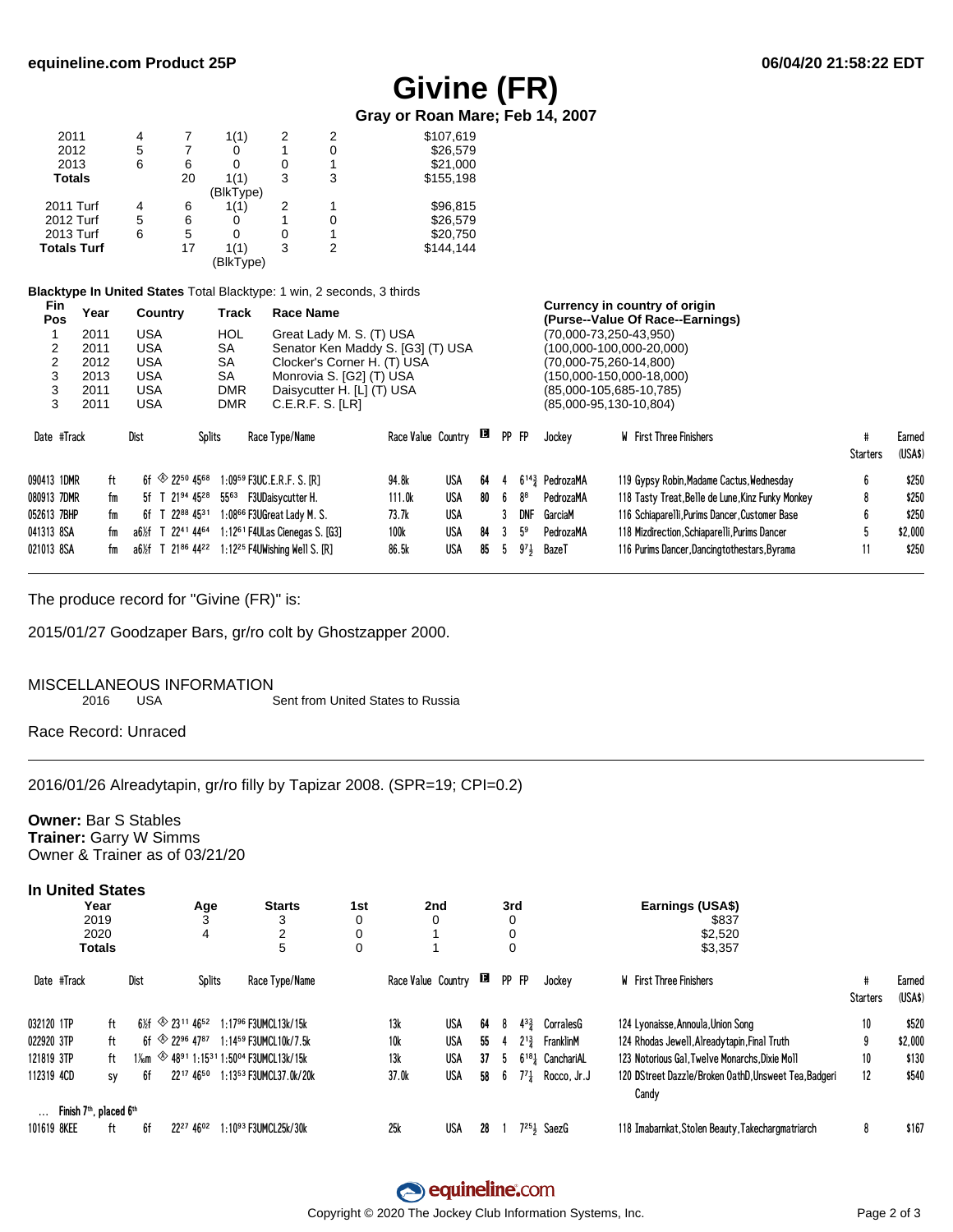# Givine (FR)

**Gray or Roan Mare; Feb 14, 2007**

| | | | | | | |
|---|---|---|---|---|---|---|
| 2011 | 4 | 7 | 1(1) | 2 | 2 | $107,619 |
| 2012 | 5 | 7 | 0 | 1 | 0 | $26,579 |
| 2013 | 6 | 6 | 0 | 0 | 1 | $21,000 |
| **Totals** | | 20 | 1(1) (BlkType) | 3 | 3 | $155,198 |
| 2011 Turf | 4 | 6 | 1(1) | 2 | 1 | $96,815 |
| 2012 Turf | 5 | 6 | 0 | 1 | 0 | $26,579 |
| 2013 Turf | 6 | 5 | 0 | 0 | 1 | $20,750 |
| **Totals Turf** | | 17 | 1(1) (BlkType) | 3 | 2 | $144,144 |

**Blacktype In United States** Total Blacktype: 1 win, 2 seconds, 3 thirds

| Fin Pos | Year | Country | Track | Race Name | Currency in country of origin (Purse--Value Of Race--Earnings) |
|---|---|---|---|---|---|
| 1 | 2011 | USA | HOL | Great Lady M. S. (T) USA | (70,000-73,250-43,950) |
| 2 | 2011 | USA | SA | Senator Ken Maddy S. [G3] (T) USA | (100,000-100,000-20,000) |
| 2 | 2012 | USA | SA | Clocker's Corner H. (T) USA | (70,000-75,260-14,800) |
| 3 | 2013 | USA | SA | Monrovia S. [G2] (T) USA | (150,000-150,000-18,000) |
| 3 | 2011 | USA | DMR | Daisycutter H. [L] (T) USA | (85,000-105,685-10,785) |
| 3 | 2011 | USA | DMR | C.E.R.F. S. [LR] | (85,000-95,130-10,804) |

| Date #Track | | Dist | Splits | Race Type/Name | Race Value | Country | E | PP | FP | Jockey | W | First Three Finishers | # Starters | Earned (USA$) |
|---|---|---|---|---|---|---|---|---|---|---|---|---|---|---|
| 090413 1DMR | ft | 6f ◈ | 22⁵⁰ 45⁶⁸ | 1:09⁵⁹ F3UC.E.R.F. S. [R] | 94.8k | USA | 64 | 4 | 6¹⁴¾ | PedrozaMA | 119 | Gypsy Robin,Madame Cactus,Wednesday | 6 | $250 |
| 080913 7DMR | fm | 5f T | 21⁹⁴ 45²⁸ | 55⁶³ F3UDaisycutter H. | 111.0k | USA | 80 | 6 | 8⁸ | PedrozaMA | 118 | Tasty Treat,Belle de Lune,Kinz Funky Monkey | 8 | $250 |
| 052613 7BHP | fm | 6f T | 22⁸⁸ 45³¹ | 1:08⁶⁶ F3UGreat Lady M. S. | 73.7k | USA | | 3 | DNF | GarciaM | 116 | Schiaparelli,Purims Dancer,Customer Base | 6 | $250 |
| 041313 8SA | fm | a6½f T | 22⁴¹ 44⁶⁴ | 1:12⁶¹ F4ULas Cienegas S. [G3] | 100k | USA | 84 | 3 | 5⁹ | PedrozaMA | 118 | Mizdirection,Schiaparelli,Purims Dancer | 5 | $2,000 |
| 021013 8SA | fm | a6½f T | 21⁸⁶ 44²² | 1:12²⁵ F4UWishing Well S. [R] | 86.5k | USA | 85 | 5 | 9⁷½ | BazeT | 116 | Purims Dancer,Dancingtothestars,Byrama | 11 | $250 |

---

The produce record for "Givine (FR)" is:

2015/01/27 Goodzaper Bars, gr/ro colt by Ghostzapper 2000.

MISCELLANEOUS INFORMATION

| | | |
|---|---|---|
| 2016 | USA | Sent from United States to Russia |

Race Record: Unraced

---

2016/01/26 Alreadytapin, gr/ro filly by Tapizar 2008. (SPR=19; CPI=0.2)

**Owner:** Bar S Stables
**Trainer:** Garry W Simms
Owner & Trainer as of 03/21/20

### In United States

| Year | Age | Starts | 1st | 2nd | 3rd | Earnings (USA$) |
|---|---|---|---|---|---|---|
| 2019 | 3 | 3 | 0 | 0 | 0 | $837 |
| 2020 | 4 | 2 | 0 | 1 | 0 | $2,520 |
| **Totals** | | 5 | 0 | 1 | 0 | $3,357 |

| Date #Track | | Dist | Splits | Race Type/Name | Race Value | Country | E | PP | FP | Jockey | W | First Three Finishers | # Starters | Earned (USA$) |
|---|---|---|---|---|---|---|---|---|---|---|---|---|---|---|
| 032120 1TP | ft | 6½f ◈ | 23¹¹ 46⁵² | 1:17⁹⁶ F3UMCL13k/15k | 13k | USA | 64 | 8 | 4³¾ | CorralesG | 124 | Lyonaisse,Annoula,Union Song | 10 | $520 |
| 022920 3TP | ft | 6f ◈ | 22⁹⁶ 47⁸⁷ | 1:14⁵⁹ F3UMCL10k/7.5k | 10k | USA | 55 | 4 | 2¹¾ | FranklinM | 124 | Rhodas Jewell,Alreadytapin,Final Truth | 9 | $2,000 |
| 121819 3TP | ft | 1⅜m ◈ | 48⁹¹ 1:15³¹ | 1:50⁰⁴ F3UMCL13k/15k | 13k | USA | 37 | 5 | 6¹⁸¼ | CanchariAL | 123 | Notorious Gal,Twelve Monarchs,Dixie Moll | 10 | $130 |
| 112319 4CD | sy | 6f | 22¹⁷ 46⁵⁰ | 1:13⁵³ F3UMCL37.0k/20k | 37.0k | USA | 58 | 6 | 7⁷¼ | Rocco, Jr.J | 120 | DStreet Dazzle/Broken OathD,Unsweet Tea,Badgeri Candy | 12 | $540 |
| … Finish 7th, placed 6th | | | | | | | | | | | | | | |
| 101619 8KEE | ft | 6f | 22²⁷ 46⁰² | 1:10⁹³ F3UMCL25k/30k | 25k | USA | 28 | 1 | 7²⁵½ | SaezG | 118 | Imabarnkat,Stolen Beauty,Takechargmatriarch | 8 | $167 |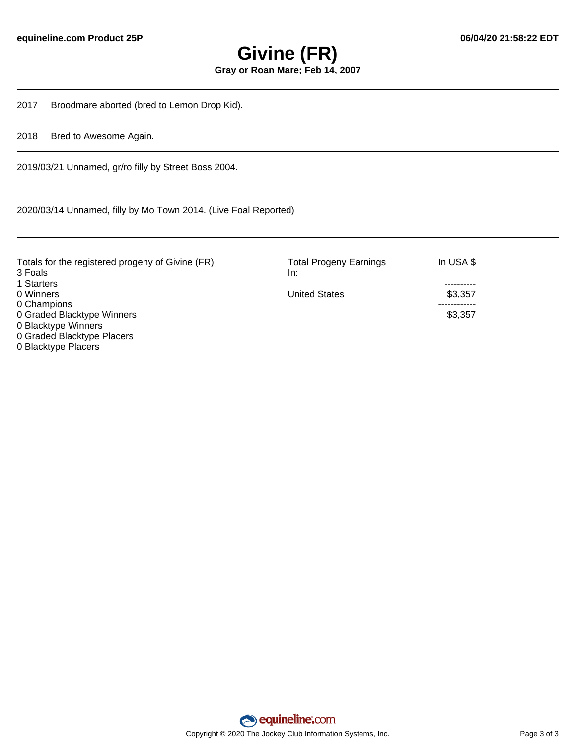# Givine (FR)

**Gray or Roan Mare; Feb 14, 2007**

---

2017 Broodmare aborted (bred to Lemon Drop Kid).

---

2018 Bred to Awesome Again.

---

2019/03/21 Unnamed, gr/ro filly by Street Boss 2004.

---

2020/03/14 Unnamed, filly by Mo Town 2014. (Live Foal Reported)

---

Totals for the registered progeny of Givine (FR)
3 Foals
1 Starters
0 Winners
0 Champions
0 Graded Blacktype Winners
0 Blacktype Winners
0 Graded Blacktype Placers
0 Blacktype Placers

| Total Progeny Earnings In: | In USA $ |
|---|---|
| United States | $3,357 |
| | $3,357 |